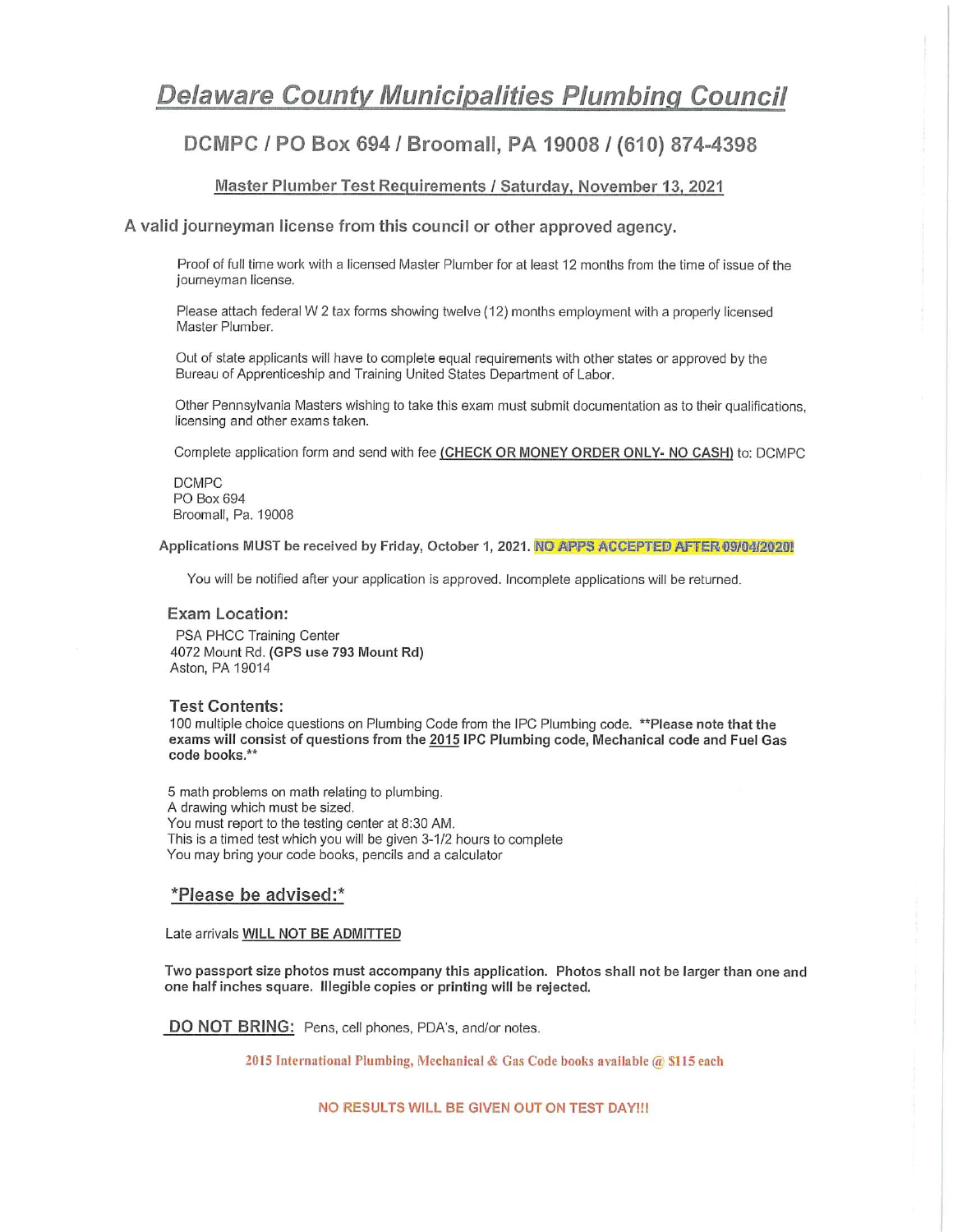# Delaware County Municipalities Plumbing Council

## DCMPC / PO Box 694 / Broomall, PA 19008 / (610) 874-4398

### Master Plumber Test Requirements / Saturday, November 13, 2021

**A valid journeyman license from this council or other approved agency.**

Proof of full time work with a licensed Master Plumber for at least 12 months from the time of issue of the journeyman license.

Please attach federal W 2 tax forms showing twelve (12) months employment with a properly licensed Master Plumber.

Out of state applicants will have to complete equal requirements with other states or approved by the Bureau of Apprenticeship and Training United States Department of Labor.

Other Pennsylvania Masters wishing to take this exam must submit documentation as to their qualifications, licensing and other exams taken.

Complete application form and send with fee **(CHECK OR MONEY ORDER ONLY- NO CASH)** to: DCMPC

DCMPC
PO Box 694
Broomall, Pa. 19008

**Applications MUST be received by Friday, October 1, 2021. NO APPS ACCEPTED AFTER 09/04/2020!**

You will be notified after your application is approved. Incomplete applications will be returned.

### Exam Location:

PSA PHCC Training Center
4072 Mount Rd. **(GPS use 793 Mount Rd)**
Aston, PA 19014

### Test Contents:

100 multiple choice questions on Plumbing Code from the IPC Plumbing code. **\*\*Please note that the exams will consist of questions from the 2015 IPC Plumbing code, Mechanical code and Fuel Gas code books.\*\***

5 math problems on math relating to plumbing.
A drawing which must be sized.
You must report to the testing center at 8:30 AM.
This is a timed test which you will be given 3-1/2 hours to complete
You may bring your code books, pencils and a calculator

### *Please be advised:*

Late arrivals **WILL NOT BE ADMITTED**

**Two passport size photos must accompany this application. Photos shall not be larger than one and one half inches square. Illegible copies or printing will be rejected.**

**DO NOT BRING:** Pens, cell phones, PDA's, and/or notes.

**2015 International Plumbing, Mechanical & Gas Code books available @ $115 each**

**NO RESULTS WILL BE GIVEN OUT ON TEST DAY!!!**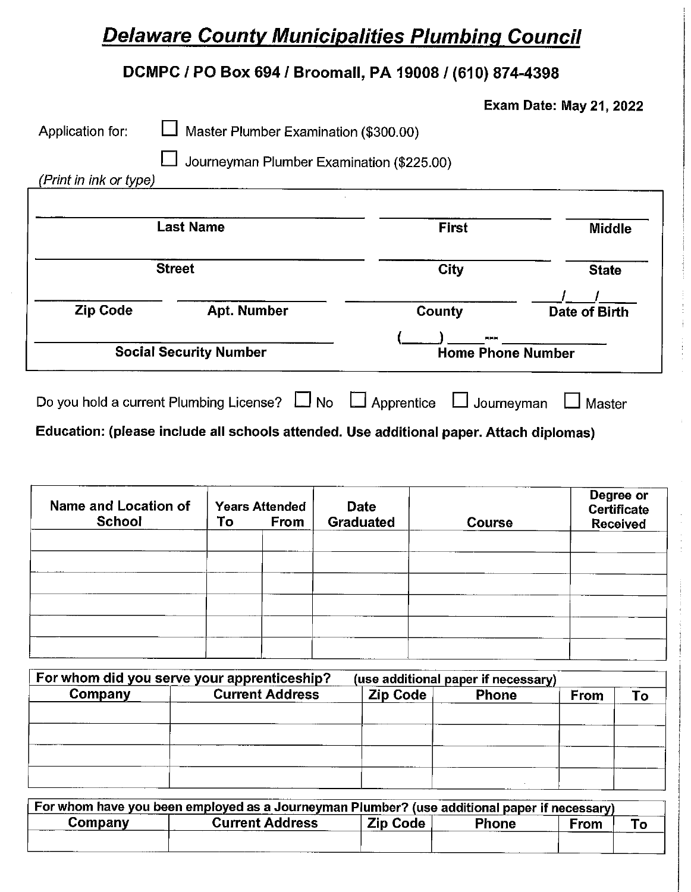# *Delaware County Municipalities Plumbing Council*

**DCMPC / PO Box 694 / Broomall, PA 19008 / (610) 874-4398**

**Exam Date: May 21, 2022**

Application for: ☐ Master Plumber Examination ($300.00)

☐ Journeyman Plumber Examination ($225.00)

*(Print in ink or type)*

| | | |
|---|---|---|
| **Last Name** | **First** | **Middle** |
| **Street** | **City** | **State** |

| | | | |
|---|---|---|---|
| **Zip Code** | **Apt. Number** | **County** | ___/___/___ **Date of Birth** |

| | |
|---|---|
| **Social Security Number** | (____) ____-________ **Home Phone Number** |

Do you hold a current Plumbing License? ☐ No ☐ Apprentice ☐ Journeyman ☐ Master

**Education: (please include all schools attended. Use additional paper. Attach diplomas)**

| Name and Location of School | Years Attended To | From | Date Graduated | Course | Degree or Certificate Received |
|---|---|---|---|---|---|
| | | | | | |
| | | | | | |
| | | | | | |
| | | | | | |
| | | | | | |
| | | | | | |

| For whom did you serve your apprenticeship? | (use additional paper if necessary) | | | | |
|---|---|---|---|---|---|
| **Company** | **Current Address** | **Zip Code** | **Phone** | **From** | **To** |
| | | | | | |
| | | | | | |
| | | | | | |
| | | | | | |

| For whom have you been employed as a Journeyman Plumber? (use additional paper if necessary) | | | | | |
|---|---|---|---|---|---|
| **Company** | **Current Address** | **Zip Code** | **Phone** | **From** | **To** |
| | | | | | |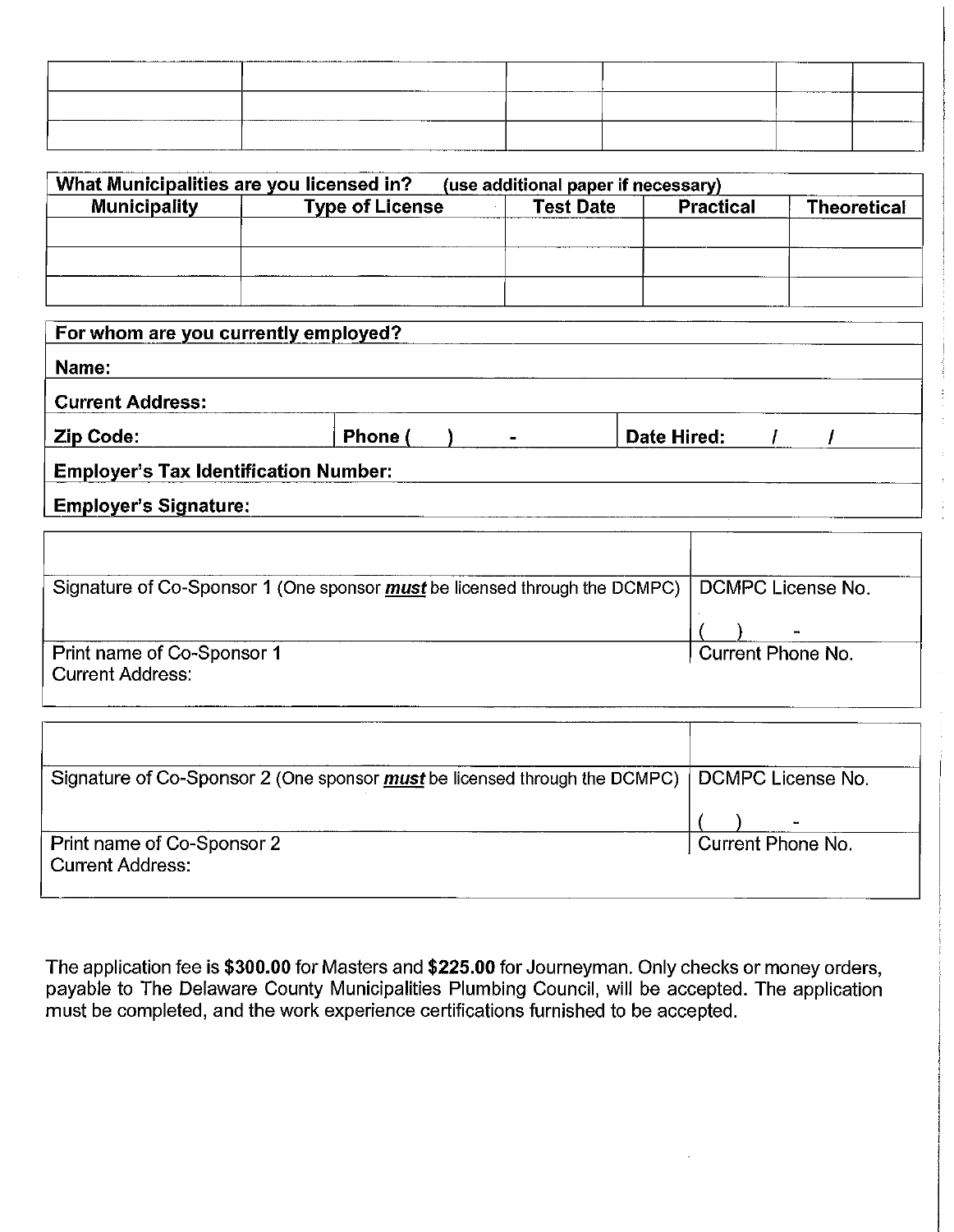| | | | | | |
|---|---|---|---|---|---|
| | | | | | |
| | | | | | |
| | | | | | |

**What Municipalities are you licensed in?** **(use additional paper if necessary)**

| Municipality | Type of License | Test Date | Practical | Theoretical |
|---|---|---|---|---|
| | | | | |
| | | | | |
| | | | | |

**For whom are you currently employed?**

**Name:**

**Current Address:**

**Zip Code:** **Phone (   )   -** **Date Hired:   /   /**

**Employer's Tax Identification Number:**

**Employer's Signature:**

| | |
|---|---|
| Signature of Co-Sponsor 1 (One sponsor ***must*** be licensed through the DCMPC) | DCMPC License No. |
| | (   )   - |
| Print name of Co-Sponsor 1<br>Current Address: | Current Phone No. |

| | |
|---|---|
| Signature of Co-Sponsor 2 (One sponsor ***must*** be licensed through the DCMPC) | DCMPC License No. |
| | (   )   - |
| Print name of Co-Sponsor 2<br>Current Address: | Current Phone No. |

The application fee is **$300.00** for Masters and **$225.00** for Journeyman. Only checks or money orders, payable to The Delaware County Municipalities Plumbing Council, will be accepted. The application must be completed, and the work experience certifications furnished to be accepted.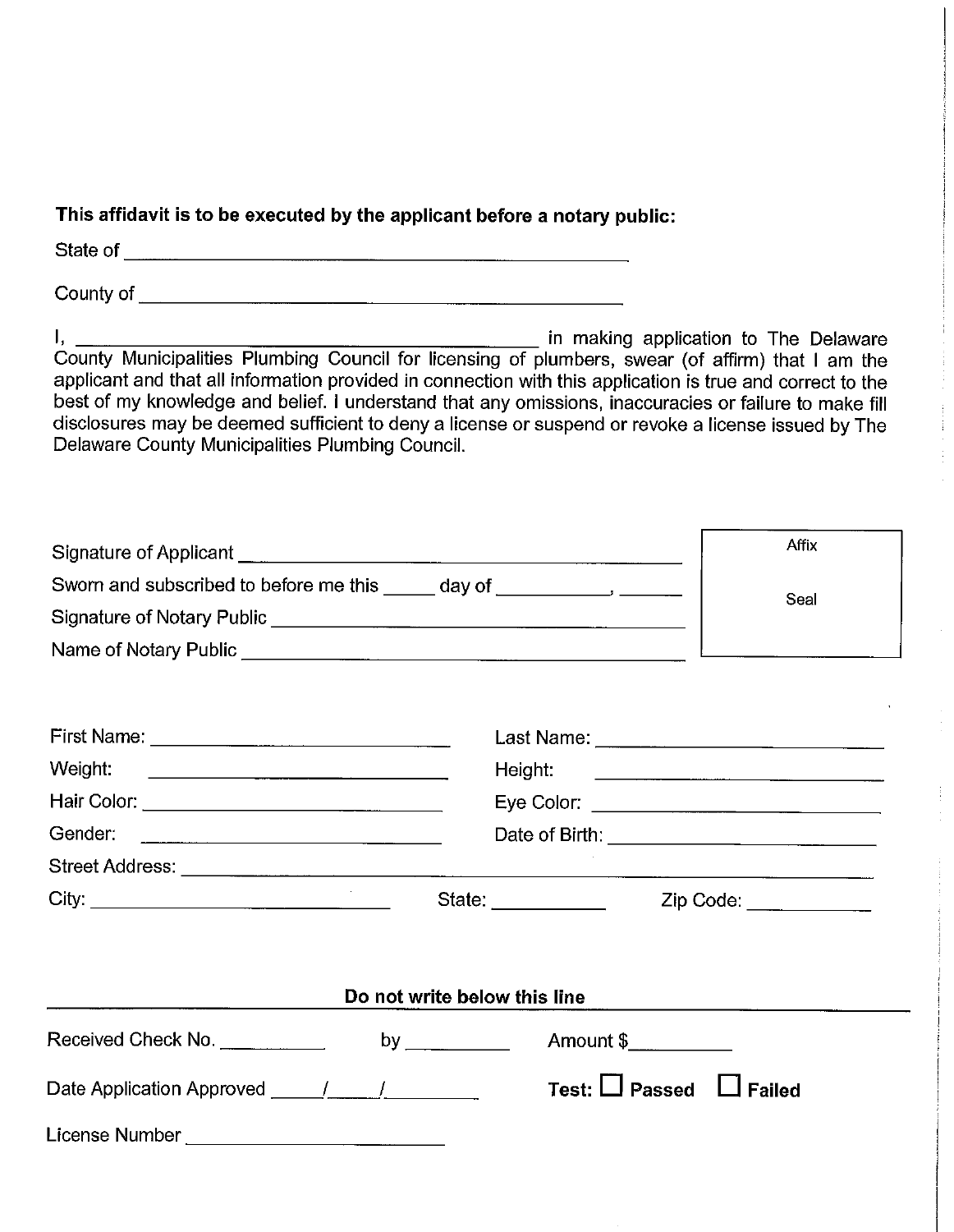**This affidavit is to be executed by the applicant before a notary public:**

State of ______________________________________________

County of ______________________________________________

I, ______________________________________________ in making application to The Delaware County Municipalities Plumbing Council for licensing of plumbers, swear (of affirm) that I am the applicant and that all information provided in connection with this application is true and correct to the best of my knowledge and belief. I understand that any omissions, inaccuracies or failure to make fill disclosures may be deemed sufficient to deny a license or suspend or revoke a license issued by The Delaware County Municipalities Plumbing Council.

Signature of Applicant ______________________________________________

Sworn and subscribed to before me this _____ day of ___________, ______

Signature of Notary Public ______________________________________________

Name of Notary Public ______________________________________________

Affix

Seal

First Name: ______________________________ Last Name: ______________________________

Weight: ______________________________ Height: ______________________________

Hair Color: ______________________________ Eye Color: ______________________________

Gender: ______________________________ Date of Birth: ______________________________

Street Address: ______________________________________________________________

City: ______________________________ State: ___________ Zip Code: ____________

**Do not write below this line**

Received Check No. __________ by __________ Amount $__________

Date Application Approved _____/_____/_________ **Test:** ☐ **Passed** ☐ **Failed**

License Number ______________________________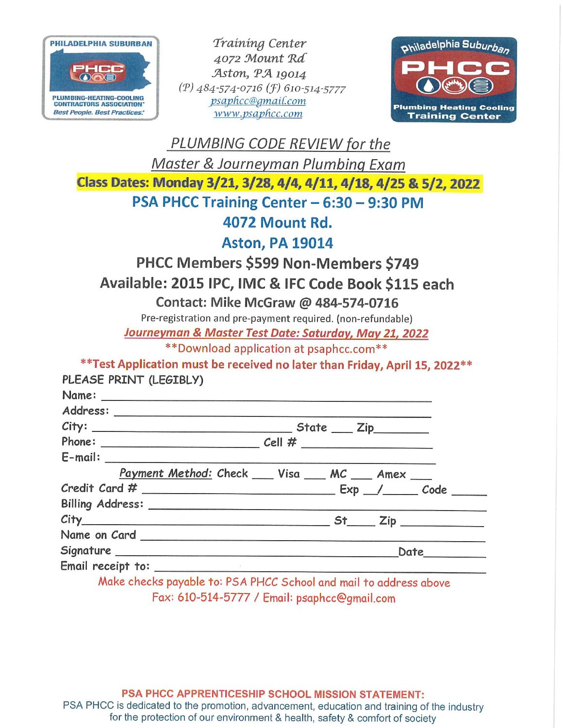PHILADELPHIA SUBURBAN PHCC
PLUMBING-HEATING-COOLING CONTRACTORS ASSOCIATION
*Best People. Best Practices.*

*Training Center*
*4072 Mount Rd*
*Aston, PA 19014*
*(P) 484-574-0716 (F) 610-514-5777*
*psaphcc@gmail.com*
*www.psaphcc.com*

Philadelphia Suburban PHCC
Plumbing Heating Cooling Training Center

# PLUMBING CODE REVIEW for the Master & Journeyman Plumbing Exam

**Class Dates: Monday 3/21, 3/28, 4/4, 4/11, 4/18, 4/25 & 5/2, 2022**

**PSA PHCC Training Center – 6:30 – 9:30 PM**
**4072 Mount Rd.**
**Aston, PA 19014**

**PHCC Members $599 Non-Members $749**

**Available: 2015 IPC, IMC & IFC Code Book $115 each**

**Contact: Mike McGraw @ 484-574-0716**

Pre-registration and pre-payment required. (non-refundable)

***Journeyman & Master Test Date: Saturday, May 21, 2022***

**Download application at psaphcc.com**

****Test Application must be received no later than Friday, April 15, 2022****

PLEASE PRINT (LEGIBLY)

Name: ______________________________

Address: ______________________________

City: ____________________ State ___ Zip________

Phone: ____________________ Cell # ____________________

E-mail: ______________________________

Payment Method: Check ___ Visa ___ MC ___ Amex ___

Credit Card # ____________________ Exp __/____ Code _____

Billing Address: ______________________________

City____________________ St____ Zip ____________

Name on Card ______________________________

Signature ____________________ Date________

Email receipt to: ______________________________

Make checks payable to: PSA PHCC School and mail to address above
Fax: 610-514-5777 / Email: psaphcc@gmail.com

**PSA PHCC APPRENTICESHIP SCHOOL MISSION STATEMENT:**
PSA PHCC is dedicated to the promotion, advancement, education and training of the industry for the protection of our environment & health, safety & comfort of society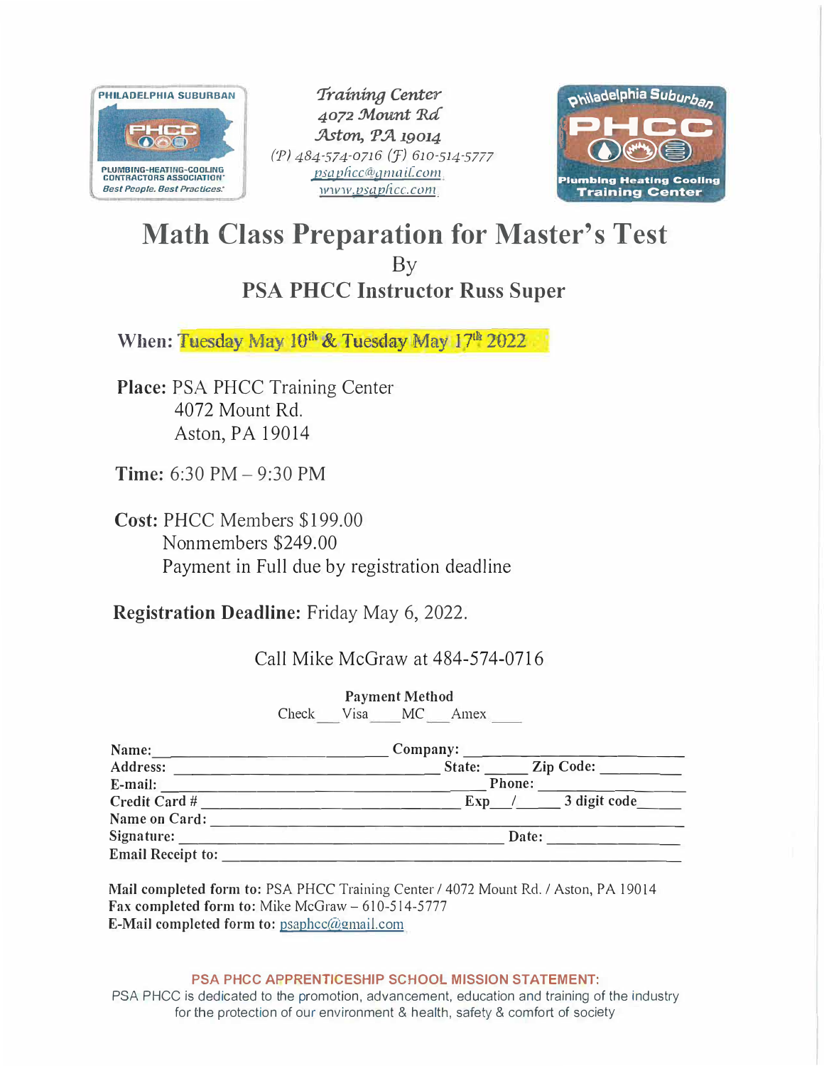PHILADELPHIA SUBURBAN PHCC PLUMBING-HEATING-COOLING CONTRACTORS ASSOCIATION *Best People. Best Practices.*

*Training Center*
*4072 Mount Rd*
*Aston, PA 19014*
*(P) 484-574-0716 (F) 610-514-5777*
*psaphcc@gmail.com*
*www.psaphcc.com*

Philadelphia Suburban PHCC Plumbing Heating Cooling Training Center

# Math Class Preparation for Master's Test

By

## PSA PHCC Instructor Russ Super

**When:** Tuesday May 10th & Tuesday May 17th 2022

**Place:** PSA PHCC Training Center
4072 Mount Rd.
Aston, PA 19014

**Time:** 6:30 PM – 9:30 PM

**Cost:** PHCC Members $199.00
Nonmembers $249.00
Payment in Full due by registration deadline

**Registration Deadline:** Friday May 6, 2022.

Call Mike McGraw at 484-574-0716

**Payment Method**

Check ___ Visa ____ MC ___ Amex ____

**Name:** ____________________________ **Company:** ____________________________
**Address:** ____________________________ **State:** _____ **Zip Code:** __________
**E-mail:** ____________________________ **Phone:** ________________
**Credit Card #** ____________________________ **Exp** ___/_____ **3 digit code** _____
**Name on Card:** ____________________________
**Signature:** ____________________________ **Date:** ________________
**Email Receipt to:** ____________________________

**Mail completed form to:** PSA PHCC Training Center / 4072 Mount Rd. / Aston, PA 19014
**Fax completed form to:** Mike McGraw – 610-514-5777
**E-Mail completed form to:** psaphcc@gmail.com

**PSA PHCC APPRENTICESHIP SCHOOL MISSION STATEMENT:**
PSA PHCC is dedicated to the promotion, advancement, education and training of the industry for the protection of our environment & health, safety & comfort of society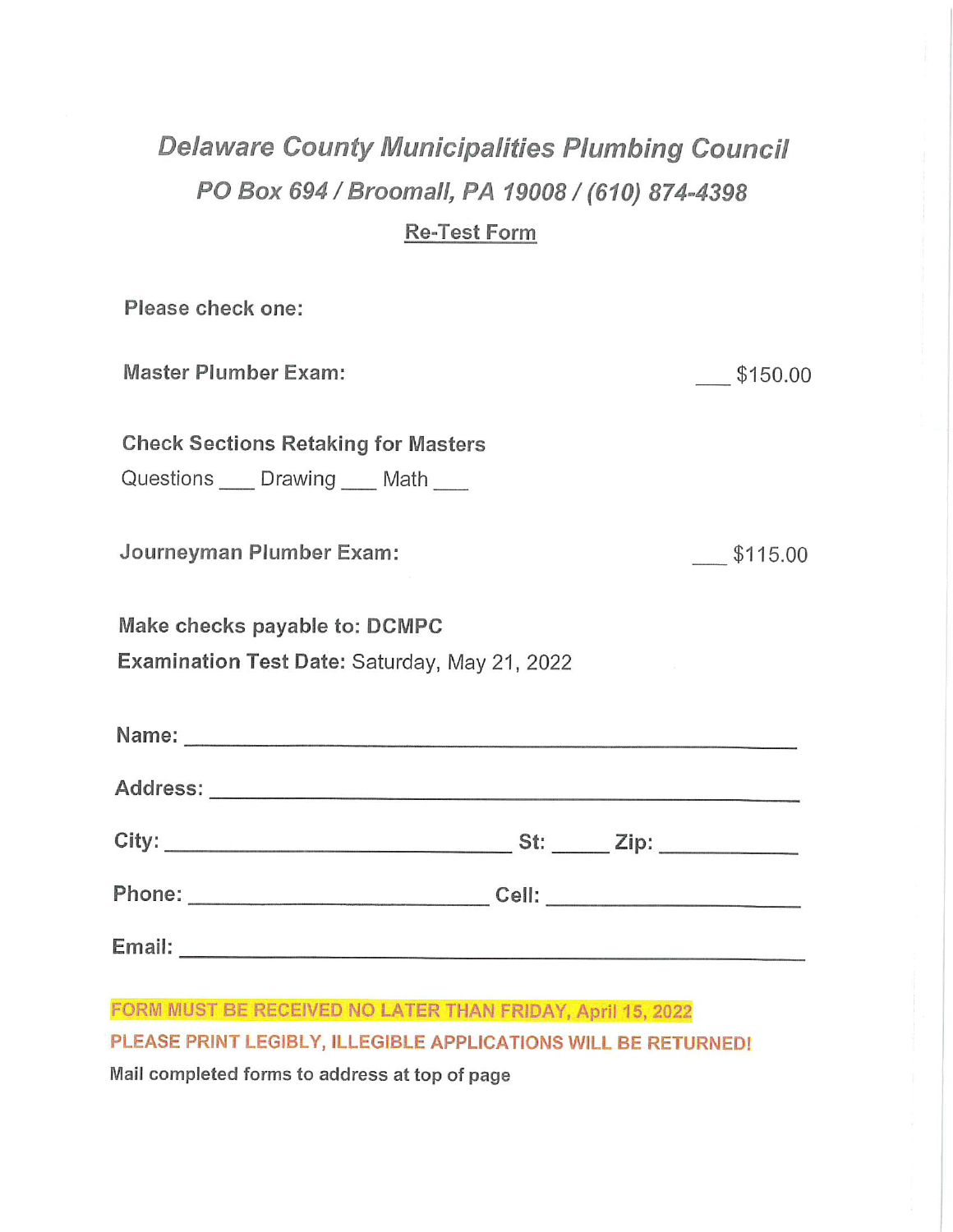# *Delaware County Municipalities Plumbing Council*

## *PO Box 694 / Broomall, PA 19008 / (610) 874-4398*

### Re-Test Form

**Please check one:**

**Master Plumber Exam:** ___ $150.00

**Check Sections Retaking for Masters**

Questions ___ Drawing ___ Math ___

**Journeyman Plumber Exam:** ___ $115.00

**Make checks payable to: DCMPC**

**Examination Test Date:** Saturday, May 21, 2022

**Name:** ______________________________________________

**Address:** ______________________________________________

**City:** ____________________________ **St:** _____ **Zip:** ___________

**Phone:** _________________________ **Cell:** ____________________

**Email:** ______________________________________________

**FORM MUST BE RECEIVED NO LATER THAN FRIDAY, April 15, 2022**

**PLEASE PRINT LEGIBLY, ILLEGIBLE APPLICATIONS WILL BE RETURNED!**

Mail completed forms to address at top of page